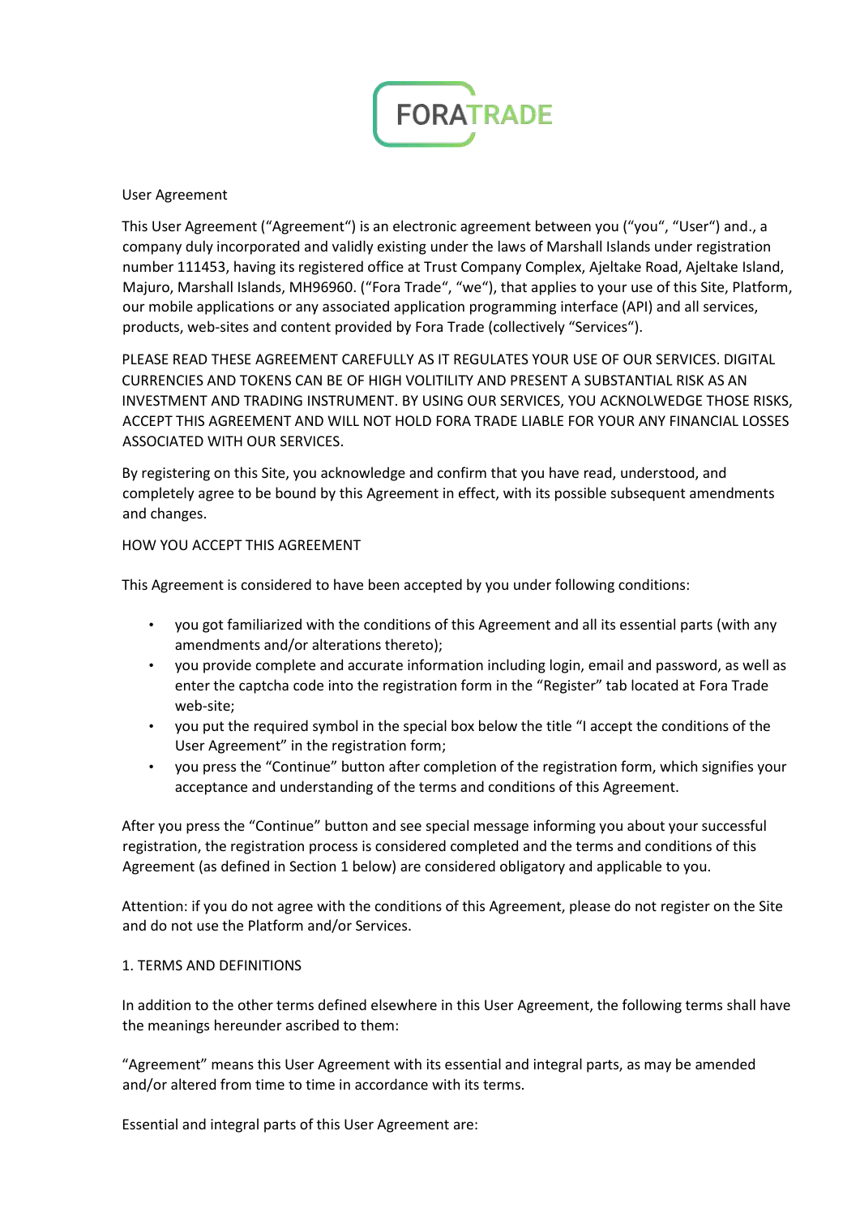FORATRADE

User Agreement

This User Agreement ("Agreement") is an electronic agreement between you ("you", "User") and., a company duly incorporated and validly existing under the laws of Marshall Islands under registration number 111453, having its registered office at Trust Company Complex, Ajeltake Road, Ajeltake Island, Majuro, Marshall Islands, MH96960. ("Fora Trade", "we"), that applies to your use of this Site, Platform, our mobile applications or any associated application programming interface (API) and all services, products, web-sites and content provided by Fora Trade (collectively "Services").

PLEASE READ THESE AGREEMENT CAREFULLY AS IT REGULATES YOUR USE OF OUR SERVICES. DIGITAL CURRENCIES AND TOKENS CAN BE OF HIGH VOLITILITY AND PRESENT A SUBSTANTIAL RISK AS AN INVESTMENT AND TRADING INSTRUMENT. BY USING OUR SERVICES, YOU ACKNOLWEDGE THOSE RISKS, ACCEPT THIS AGREEMENT AND WILL NOT HOLD FORA TRADE LIABLE FOR YOUR ANY FINANCIAL LOSSES ASSOCIATED WITH OUR SERVICES.

By registering on this Site, you acknowledge and confirm that you have read, understood, and completely agree to be bound by this Agreement in effect, with its possible subsequent amendments and changes.

HOW YOU ACCEPT THIS AGREEMENT

This Agreement is considered to have been accepted by you under following conditions:

- you got familiarized with the conditions of this Agreement and all its essential parts (with any amendments and/or alterations thereto);
- you provide complete and accurate information including login, email and password, as well as enter the captcha code into the registration form in the "Register" tab located at Fora Trade web-site;
- you put the required symbol in the special box below the title "I accept the conditions of the User Agreement" in the registration form;
- you press the "Continue" button after completion of the registration form, which signifies your acceptance and understanding of the terms and conditions of this Agreement.

After you press the "Continue" button and see special message informing you about your successful registration, the registration process is considered completed and the terms and conditions of this Agreement (as defined in Section 1 below) are considered obligatory and applicable to you.

Attention: if you do not agree with the conditions of this Agreement, please do not register on the Site and do not use the Platform and/or Services.

1. TERMS AND DEFINITIONS

In addition to the other terms defined elsewhere in this User Agreement, the following terms shall have the meanings hereunder ascribed to them:

"Agreement" means this User Agreement with its essential and integral parts, as may be amended and/or altered from time to time in accordance with its terms.

Essential and integral parts of this User Agreement are: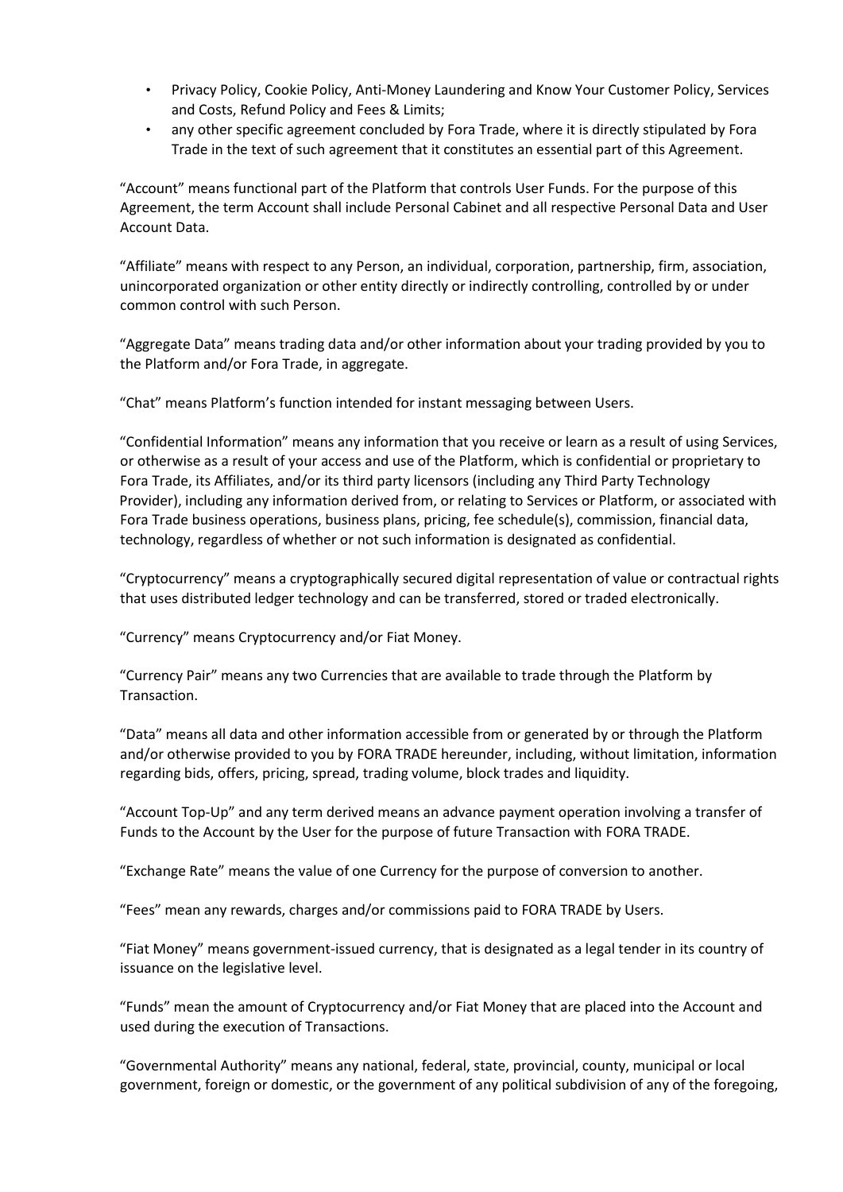- Privacy Policy, Cookie Policy, Anti-Money Laundering and Know Your Customer Policy, Services and Costs, Refund Policy and Fees & Limits;
- any other specific agreement concluded by Fora Trade, where it is directly stipulated by Fora Trade in the text of such agreement that it constitutes an essential part of this Agreement.

"Account" means functional part of the Platform that controls User Funds. For the purpose of this Agreement, the term Account shall include Personal Cabinet and all respective Personal Data and User Account Data.

"Affiliate" means with respect to any Person, an individual, corporation, partnership, firm, association, unincorporated organization or other entity directly or indirectly controlling, controlled by or under common control with such Person.

"Aggregate Data" means trading data and/or other information about your trading provided by you to the Platform and/or Fora Trade, in aggregate.

"Chat" means Platform's function intended for instant messaging between Users.

"Confidential Information" means any information that you receive or learn as a result of using Services, or otherwise as a result of your access and use of the Platform, which is confidential or proprietary to Fora Trade, its Affiliates, and/or its third party licensors (including any Third Party Technology Provider), including any information derived from, or relating to Services or Platform, or associated with Fora Trade business operations, business plans, pricing, fee schedule(s), commission, financial data, technology, regardless of whether or not such information is designated as confidential.

"Cryptocurrency" means a cryptographically secured digital representation of value or contractual rights that uses distributed ledger technology and can be transferred, stored or traded electronically.

"Currency" means Cryptocurrency and/or Fiat Money.

"Currency Pair" means any two Currencies that are available to trade through the Platform by Transaction.

"Data" means all data and other information accessible from or generated by or through the Platform and/or otherwise provided to you by FORA TRADE hereunder, including, without limitation, information regarding bids, offers, pricing, spread, trading volume, block trades and liquidity.

"Account Top-Up" and any term derived means an advance payment operation involving a transfer of Funds to the Account by the User for the purpose of future Transaction with FORA TRADE.

"Exchange Rate" means the value of one Currency for the purpose of conversion to another.

"Fees" mean any rewards, charges and/or commissions paid to FORA TRADE by Users.

"Fiat Money" means government-issued currency, that is designated as a legal tender in its country of issuance on the legislative level.

"Funds" mean the amount of Cryptocurrency and/or Fiat Money that are placed into the Account and used during the execution of Transactions.

"Governmental Authority" means any national, federal, state, provincial, county, municipal or local government, foreign or domestic, or the government of any political subdivision of any of the foregoing,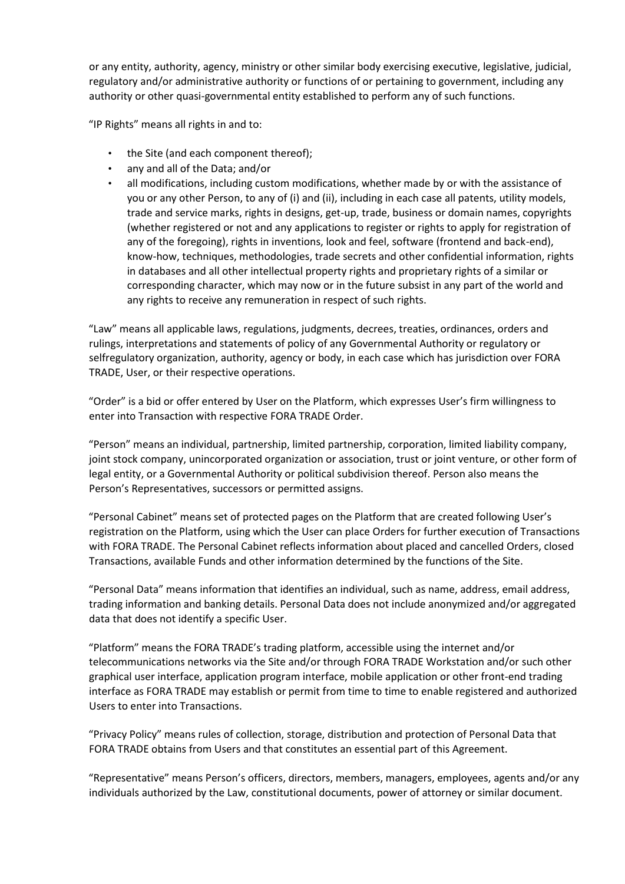or any entity, authority, agency, ministry or other similar body exercising executive, legislative, judicial, regulatory and/or administrative authority or functions of or pertaining to government, including any authority or other quasi-governmental entity established to perform any of such functions.

"IP Rights" means all rights in and to:

- the Site (and each component thereof);
- any and all of the Data; and/or
- all modifications, including custom modifications, whether made by or with the assistance of you or any other Person, to any of (i) and (ii), including in each case all patents, utility models, trade and service marks, rights in designs, get-up, trade, business or domain names, copyrights (whether registered or not and any applications to register or rights to apply for registration of any of the foregoing), rights in inventions, look and feel, software (frontend and back-end), know-how, techniques, methodologies, trade secrets and other confidential information, rights in databases and all other intellectual property rights and proprietary rights of a similar or corresponding character, which may now or in the future subsist in any part of the world and any rights to receive any remuneration in respect of such rights.

"Law" means all applicable laws, regulations, judgments, decrees, treaties, ordinances, orders and rulings, interpretations and statements of policy of any Governmental Authority or regulatory or selfregulatory organization, authority, agency or body, in each case which has jurisdiction over FORA TRADE, User, or their respective operations.

"Order" is a bid or offer entered by User on the Platform, which expresses User's firm willingness to enter into Transaction with respective FORA TRADE Order.

"Person" means an individual, partnership, limited partnership, corporation, limited liability company, joint stock company, unincorporated organization or association, trust or joint venture, or other form of legal entity, or a Governmental Authority or political subdivision thereof. Person also means the Person's Representatives, successors or permitted assigns.

"Personal Cabinet" means set of protected pages on the Platform that are created following User's registration on the Platform, using which the User can place Orders for further execution of Transactions with FORA TRADE. The Personal Cabinet reflects information about placed and cancelled Orders, closed Transactions, available Funds and other information determined by the functions of the Site.

"Personal Data" means information that identifies an individual, such as name, address, email address, trading information and banking details. Personal Data does not include anonymized and/or aggregated data that does not identify a specific User.

"Platform" means the FORA TRADE's trading platform, accessible using the internet and/or telecommunications networks via the Site and/or through FORA TRADE Workstation and/or such other graphical user interface, application program interface, mobile application or other front-end trading interface as FORA TRADE may establish or permit from time to time to enable registered and authorized Users to enter into Transactions.

"Privacy Policy" means rules of collection, storage, distribution and protection of Personal Data that FORA TRADE obtains from Users and that constitutes an essential part of this Agreement.

"Representative" means Person's officers, directors, members, managers, employees, agents and/or any individuals authorized by the Law, constitutional documents, power of attorney or similar document.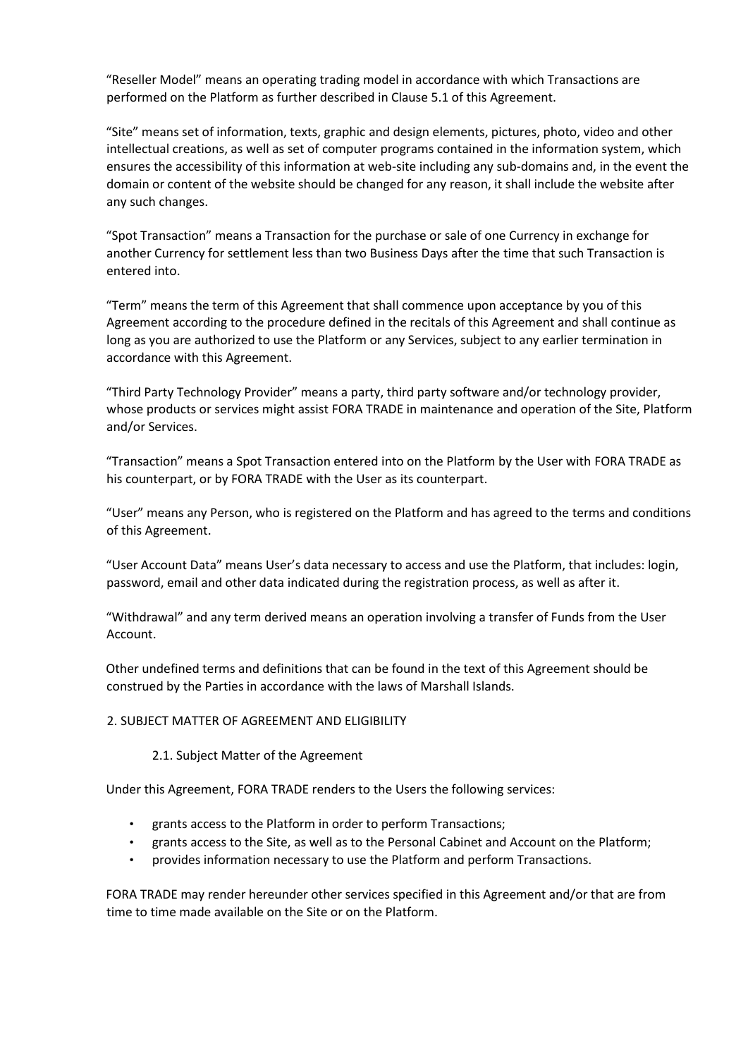"Reseller Model" means an operating trading model in accordance with which Transactions are performed on the Platform as further described in Clause 5.1 of this Agreement.

"Site" means set of information, texts, graphic and design elements, pictures, photo, video and other intellectual creations, as well as set of computer programs contained in the information system, which ensures the accessibility of this information at web-site including any sub-domains and, in the event the domain or content of the website should be changed for any reason, it shall include the website after any such changes.

"Spot Transaction" means a Transaction for the purchase or sale of one Currency in exchange for another Currency for settlement less than two Business Days after the time that such Transaction is entered into.

"Term" means the term of this Agreement that shall commence upon acceptance by you of this Agreement according to the procedure defined in the recitals of this Agreement and shall continue as long as you are authorized to use the Platform or any Services, subject to any earlier termination in accordance with this Agreement.

"Third Party Technology Provider" means a party, third party software and/or technology provider, whose products or services might assist FORA TRADE in maintenance and operation of the Site, Platform and/or Services.

"Transaction" means a Spot Transaction entered into on the Platform by the User with FORA TRADE as his counterpart, or by FORA TRADE with the User as its counterpart.

"User" means any Person, who is registered on the Platform and has agreed to the terms and conditions of this Agreement.

"User Account Data" means User's data necessary to access and use the Platform, that includes: login, password, email and other data indicated during the registration process, as well as after it.

"Withdrawal" and any term derived means an operation involving a transfer of Funds from the User Account.

Other undefined terms and definitions that can be found in the text of this Agreement should be construed by the Parties in accordance with the laws of Marshall Islands.

## 2. SUBJECT MATTER OF AGREEMENT AND ELIGIBILITY

### 2.1. Subject Matter of the Agreement

Under this Agreement, FORA TRADE renders to the Users the following services:

- grants access to the Platform in order to perform Transactions;
- grants access to the Site, as well as to the Personal Cabinet and Account on the Platform;
- provides information necessary to use the Platform and perform Transactions.

FORA TRADE may render hereunder other services specified in this Agreement and/or that are from time to time made available on the Site or on the Platform.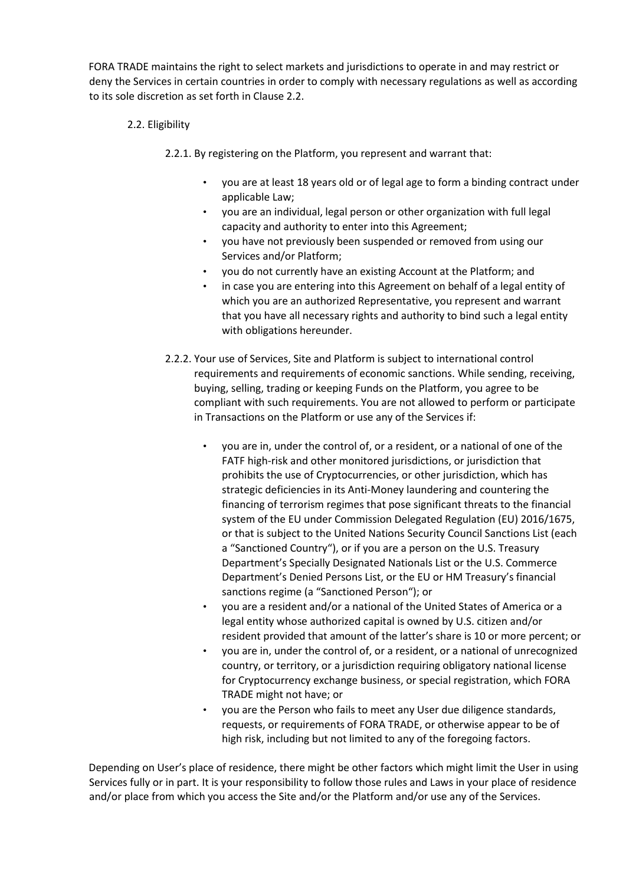FORA TRADE maintains the right to select markets and jurisdictions to operate in and may restrict or deny the Services in certain countries in order to comply with necessary regulations as well as according to its sole discretion as set forth in Clause 2.2.

2.2. Eligibility

2.2.1. By registering on the Platform, you represent and warrant that:

- you are at least 18 years old or of legal age to form a binding contract under applicable Law;
- you are an individual, legal person or other organization with full legal capacity and authority to enter into this Agreement;
- you have not previously been suspended or removed from using our Services and/or Platform;
- you do not currently have an existing Account at the Platform; and
- in case you are entering into this Agreement on behalf of a legal entity of which you are an authorized Representative, you represent and warrant that you have all necessary rights and authority to bind such a legal entity with obligations hereunder.

2.2.2. Your use of Services, Site and Platform is subject to international control requirements and requirements of economic sanctions. While sending, receiving, buying, selling, trading or keeping Funds on the Platform, you agree to be compliant with such requirements. You are not allowed to perform or participate in Transactions on the Platform or use any of the Services if:

- you are in, under the control of, or a resident, or a national of one of the FATF high-risk and other monitored jurisdictions, or jurisdiction that prohibits the use of Cryptocurrencies, or other jurisdiction, which has strategic deficiencies in its Anti-Money laundering and countering the financing of terrorism regimes that pose significant threats to the financial system of the EU under Commission Delegated Regulation (EU) 2016/1675, or that is subject to the United Nations Security Council Sanctions List (each a "Sanctioned Country"), or if you are a person on the U.S. Treasury Department's Specially Designated Nationals List or the U.S. Commerce Department's Denied Persons List, or the EU or HM Treasury's financial sanctions regime (a "Sanctioned Person"); or
- you are a resident and/or a national of the United States of America or a legal entity whose authorized capital is owned by U.S. citizen and/or resident provided that amount of the latter's share is 10 or more percent; or
- you are in, under the control of, or a resident, or a national of unrecognized country, or territory, or a jurisdiction requiring obligatory national license for Cryptocurrency exchange business, or special registration, which FORA TRADE might not have; or
- you are the Person who fails to meet any User due diligence standards, requests, or requirements of FORA TRADE, or otherwise appear to be of high risk, including but not limited to any of the foregoing factors.

Depending on User's place of residence, there might be other factors which might limit the User in using Services fully or in part. It is your responsibility to follow those rules and Laws in your place of residence and/or place from which you access the Site and/or the Platform and/or use any of the Services.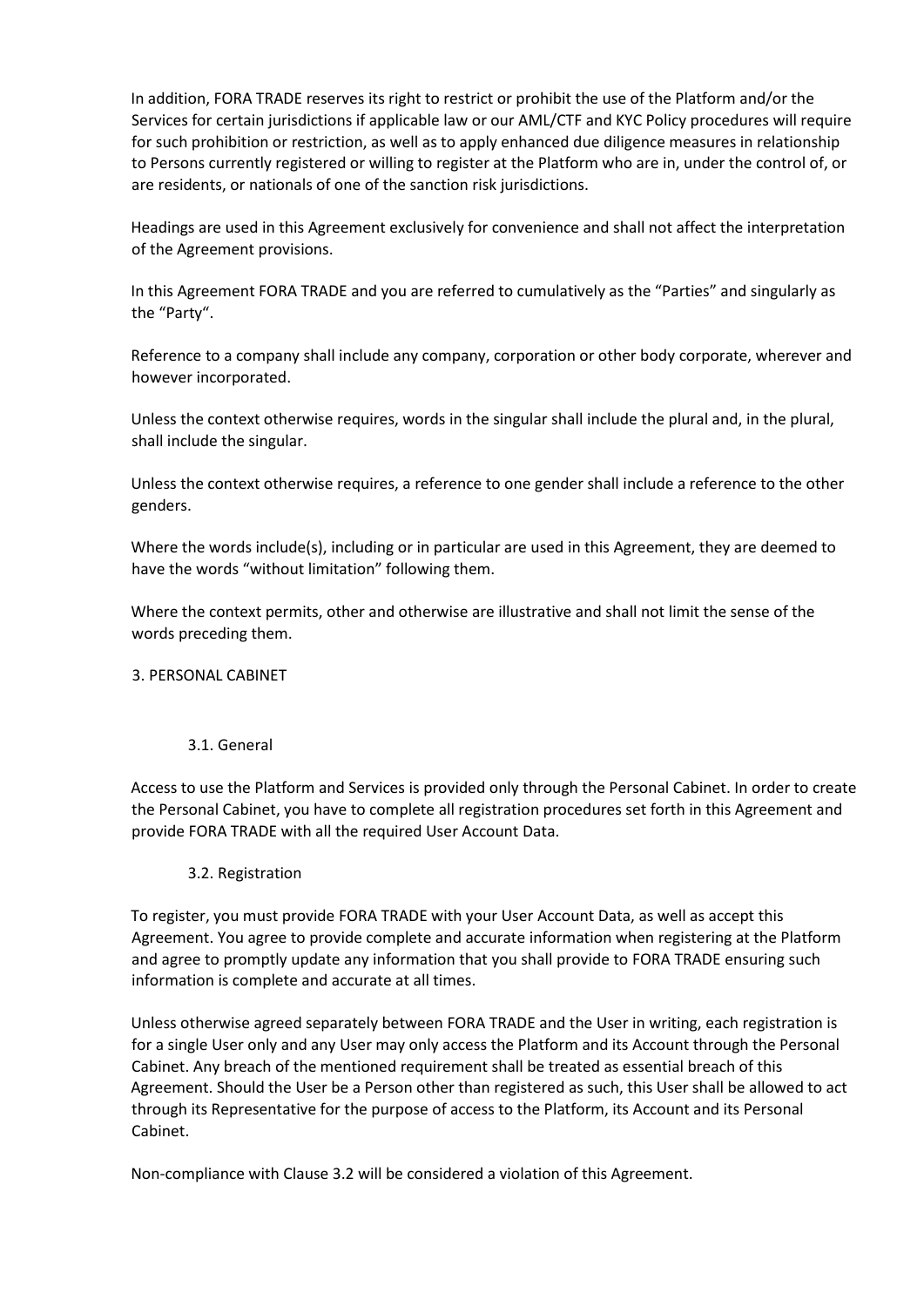In addition, FORA TRADE reserves its right to restrict or prohibit the use of the Platform and/or the Services for certain jurisdictions if applicable law or our AML/CTF and KYC Policy procedures will require for such prohibition or restriction, as well as to apply enhanced due diligence measures in relationship to Persons currently registered or willing to register at the Platform who are in, under the control of, or are residents, or nationals of one of the sanction risk jurisdictions.

Headings are used in this Agreement exclusively for convenience and shall not affect the interpretation of the Agreement provisions.

In this Agreement FORA TRADE and you are referred to cumulatively as the "Parties" and singularly as the "Party".

Reference to a company shall include any company, corporation or other body corporate, wherever and however incorporated.

Unless the context otherwise requires, words in the singular shall include the plural and, in the plural, shall include the singular.

Unless the context otherwise requires, a reference to one gender shall include a reference to the other genders.

Where the words include(s), including or in particular are used in this Agreement, they are deemed to have the words "without limitation" following them.

Where the context permits, other and otherwise are illustrative and shall not limit the sense of the words preceding them.

## 3. PERSONAL CABINET

### 3.1. General

Access to use the Platform and Services is provided only through the Personal Cabinet. In order to create the Personal Cabinet, you have to complete all registration procedures set forth in this Agreement and provide FORA TRADE with all the required User Account Data.

### 3.2. Registration

To register, you must provide FORA TRADE with your User Account Data, as well as accept this Agreement. You agree to provide complete and accurate information when registering at the Platform and agree to promptly update any information that you shall provide to FORA TRADE ensuring such information is complete and accurate at all times.

Unless otherwise agreed separately between FORA TRADE and the User in writing, each registration is for a single User only and any User may only access the Platform and its Account through the Personal Cabinet. Any breach of the mentioned requirement shall be treated as essential breach of this Agreement. Should the User be a Person other than registered as such, this User shall be allowed to act through its Representative for the purpose of access to the Platform, its Account and its Personal Cabinet.

Non-compliance with Clause 3.2 will be considered a violation of this Agreement.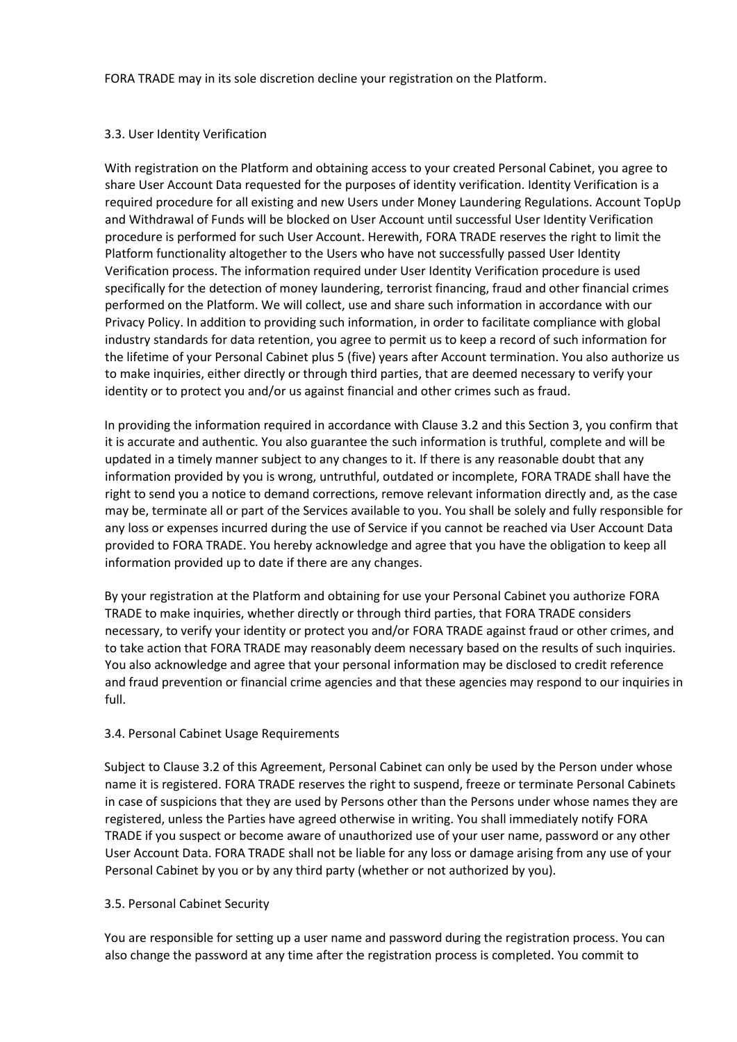FORA TRADE may in its sole discretion decline your registration on the Platform.

### 3.3. User Identity Verification

With registration on the Platform and obtaining access to your created Personal Cabinet, you agree to share User Account Data requested for the purposes of identity verification. Identity Verification is a required procedure for all existing and new Users under Money Laundering Regulations. Account TopUp and Withdrawal of Funds will be blocked on User Account until successful User Identity Verification procedure is performed for such User Account. Herewith, FORA TRADE reserves the right to limit the Platform functionality altogether to the Users who have not successfully passed User Identity Verification process. The information required under User Identity Verification procedure is used specifically for the detection of money laundering, terrorist financing, fraud and other financial crimes performed on the Platform. We will collect, use and share such information in accordance with our Privacy Policy. In addition to providing such information, in order to facilitate compliance with global industry standards for data retention, you agree to permit us to keep a record of such information for the lifetime of your Personal Cabinet plus 5 (five) years after Account termination. You also authorize us to make inquiries, either directly or through third parties, that are deemed necessary to verify your identity or to protect you and/or us against financial and other crimes such as fraud.

In providing the information required in accordance with Clause 3.2 and this Section 3, you confirm that it is accurate and authentic. You also guarantee the such information is truthful, complete and will be updated in a timely manner subject to any changes to it. If there is any reasonable doubt that any information provided by you is wrong, untruthful, outdated or incomplete, FORA TRADE shall have the right to send you a notice to demand corrections, remove relevant information directly and, as the case may be, terminate all or part of the Services available to you. You shall be solely and fully responsible for any loss or expenses incurred during the use of Service if you cannot be reached via User Account Data provided to FORA TRADE. You hereby acknowledge and agree that you have the obligation to keep all information provided up to date if there are any changes.

By your registration at the Platform and obtaining for use your Personal Cabinet you authorize FORA TRADE to make inquiries, whether directly or through third parties, that FORA TRADE considers necessary, to verify your identity or protect you and/or FORA TRADE against fraud or other crimes, and to take action that FORA TRADE may reasonably deem necessary based on the results of such inquiries. You also acknowledge and agree that your personal information may be disclosed to credit reference and fraud prevention or financial crime agencies and that these agencies may respond to our inquiries in full.

### 3.4. Personal Cabinet Usage Requirements

Subject to Clause 3.2 of this Agreement, Personal Cabinet can only be used by the Person under whose name it is registered. FORA TRADE reserves the right to suspend, freeze or terminate Personal Cabinets in case of suspicions that they are used by Persons other than the Persons under whose names they are registered, unless the Parties have agreed otherwise in writing. You shall immediately notify FORA TRADE if you suspect or become aware of unauthorized use of your user name, password or any other User Account Data. FORA TRADE shall not be liable for any loss or damage arising from any use of your Personal Cabinet by you or by any third party (whether or not authorized by you).

### 3.5. Personal Cabinet Security

You are responsible for setting up a user name and password during the registration process. You can also change the password at any time after the registration process is completed. You commit to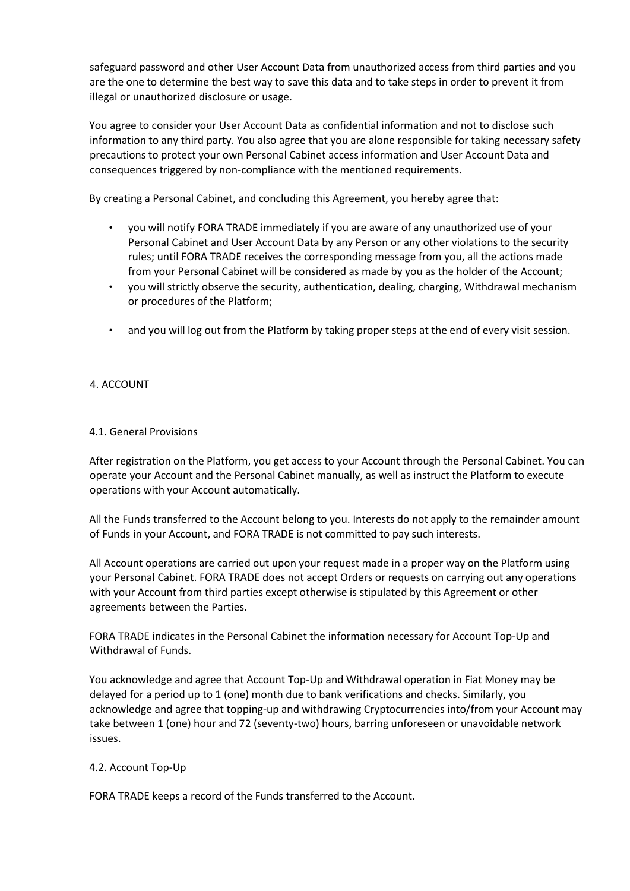safeguard password and other User Account Data from unauthorized access from third parties and you are the one to determine the best way to save this data and to take steps in order to prevent it from illegal or unauthorized disclosure or usage.

You agree to consider your User Account Data as confidential information and not to disclose such information to any third party. You also agree that you are alone responsible for taking necessary safety precautions to protect your own Personal Cabinet access information and User Account Data and consequences triggered by non-compliance with the mentioned requirements.

By creating a Personal Cabinet, and concluding this Agreement, you hereby agree that:

- you will notify FORA TRADE immediately if you are aware of any unauthorized use of your Personal Cabinet and User Account Data by any Person or any other violations to the security rules; until FORA TRADE receives the corresponding message from you, all the actions made from your Personal Cabinet will be considered as made by you as the holder of the Account;
- you will strictly observe the security, authentication, dealing, charging, Withdrawal mechanism or procedures of the Platform;
- and you will log out from the Platform by taking proper steps at the end of every visit session.

## 4. ACCOUNT

### 4.1. General Provisions

After registration on the Platform, you get access to your Account through the Personal Cabinet. You can operate your Account and the Personal Cabinet manually, as well as instruct the Platform to execute operations with your Account automatically.

All the Funds transferred to the Account belong to you. Interests do not apply to the remainder amount of Funds in your Account, and FORA TRADE is not committed to pay such interests.

All Account operations are carried out upon your request made in a proper way on the Platform using your Personal Cabinet. FORA TRADE does not accept Orders or requests on carrying out any operations with your Account from third parties except otherwise is stipulated by this Agreement or other agreements between the Parties.

FORA TRADE indicates in the Personal Cabinet the information necessary for Account Top-Up and Withdrawal of Funds.

You acknowledge and agree that Account Top-Up and Withdrawal operation in Fiat Money may be delayed for a period up to 1 (one) month due to bank verifications and checks. Similarly, you acknowledge and agree that topping-up and withdrawing Cryptocurrencies into/from your Account may take between 1 (one) hour and 72 (seventy-two) hours, barring unforeseen or unavoidable network issues.

### 4.2. Account Top-Up

FORA TRADE keeps a record of the Funds transferred to the Account.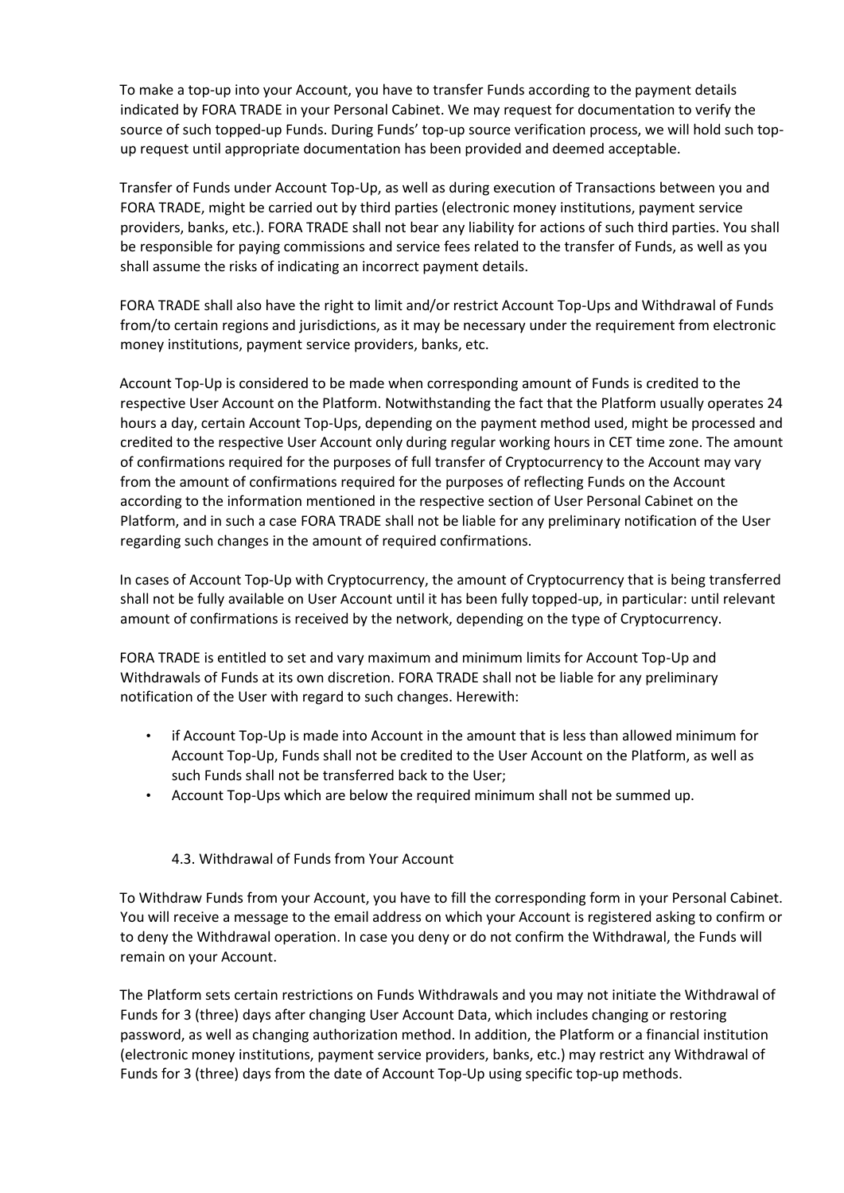To make a top-up into your Account, you have to transfer Funds according to the payment details indicated by FORA TRADE in your Personal Cabinet. We may request for documentation to verify the source of such topped-up Funds. During Funds' top-up source verification process, we will hold such top-up request until appropriate documentation has been provided and deemed acceptable.

Transfer of Funds under Account Top-Up, as well as during execution of Transactions between you and FORA TRADE, might be carried out by third parties (electronic money institutions, payment service providers, banks, etc.). FORA TRADE shall not bear any liability for actions of such third parties. You shall be responsible for paying commissions and service fees related to the transfer of Funds, as well as you shall assume the risks of indicating an incorrect payment details.

FORA TRADE shall also have the right to limit and/or restrict Account Top-Ups and Withdrawal of Funds from/to certain regions and jurisdictions, as it may be necessary under the requirement from electronic money institutions, payment service providers, banks, etc.

Account Top-Up is considered to be made when corresponding amount of Funds is credited to the respective User Account on the Platform. Notwithstanding the fact that the Platform usually operates 24 hours a day, certain Account Top-Ups, depending on the payment method used, might be processed and credited to the respective User Account only during regular working hours in CET time zone. The amount of confirmations required for the purposes of full transfer of Cryptocurrency to the Account may vary from the amount of confirmations required for the purposes of reflecting Funds on the Account according to the information mentioned in the respective section of User Personal Cabinet on the Platform, and in such a case FORA TRADE shall not be liable for any preliminary notification of the User regarding such changes in the amount of required confirmations.

In cases of Account Top-Up with Cryptocurrency, the amount of Cryptocurrency that is being transferred shall not be fully available on User Account until it has been fully topped-up, in particular: until relevant amount of confirmations is received by the network, depending on the type of Cryptocurrency.

FORA TRADE is entitled to set and vary maximum and minimum limits for Account Top-Up and Withdrawals of Funds at its own discretion. FORA TRADE shall not be liable for any preliminary notification of the User with regard to such changes. Herewith:

- if Account Top-Up is made into Account in the amount that is less than allowed minimum for Account Top-Up, Funds shall not be credited to the User Account on the Platform, as well as such Funds shall not be transferred back to the User;
- Account Top-Ups which are below the required minimum shall not be summed up.

### 4.3. Withdrawal of Funds from Your Account

To Withdraw Funds from your Account, you have to fill the corresponding form in your Personal Cabinet. You will receive a message to the email address on which your Account is registered asking to confirm or to deny the Withdrawal operation. In case you deny or do not confirm the Withdrawal, the Funds will remain on your Account.

The Platform sets certain restrictions on Funds Withdrawals and you may not initiate the Withdrawal of Funds for 3 (three) days after changing User Account Data, which includes changing or restoring password, as well as changing authorization method. In addition, the Platform or a financial institution (electronic money institutions, payment service providers, banks, etc.) may restrict any Withdrawal of Funds for 3 (three) days from the date of Account Top-Up using specific top-up methods.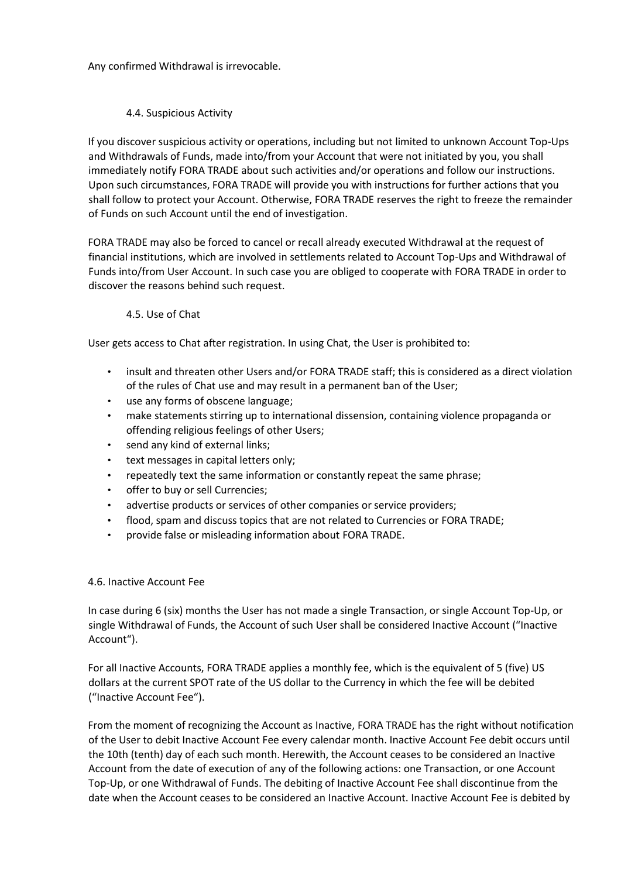Any confirmed Withdrawal is irrevocable.

### 4.4. Suspicious Activity

If you discover suspicious activity or operations, including but not limited to unknown Account Top-Ups and Withdrawals of Funds, made into/from your Account that were not initiated by you, you shall immediately notify FORA TRADE about such activities and/or operations and follow our instructions. Upon such circumstances, FORA TRADE will provide you with instructions for further actions that you shall follow to protect your Account. Otherwise, FORA TRADE reserves the right to freeze the remainder of Funds on such Account until the end of investigation.

FORA TRADE may also be forced to cancel or recall already executed Withdrawal at the request of financial institutions, which are involved in settlements related to Account Top-Ups and Withdrawal of Funds into/from User Account. In such case you are obliged to cooperate with FORA TRADE in order to discover the reasons behind such request.

### 4.5. Use of Chat

User gets access to Chat after registration. In using Chat, the User is prohibited to:

- insult and threaten other Users and/or FORA TRADE staff; this is considered as a direct violation of the rules of Chat use and may result in a permanent ban of the User;
- use any forms of obscene language;
- make statements stirring up to international dissension, containing violence propaganda or offending religious feelings of other Users;
- send any kind of external links;
- text messages in capital letters only;
- repeatedly text the same information or constantly repeat the same phrase;
- offer to buy or sell Currencies;
- advertise products or services of other companies or service providers;
- flood, spam and discuss topics that are not related to Currencies or FORA TRADE;
- provide false or misleading information about FORA TRADE.

### 4.6. Inactive Account Fee

In case during 6 (six) months the User has not made a single Transaction, or single Account Top-Up, or single Withdrawal of Funds, the Account of such User shall be considered Inactive Account ("Inactive Account").

For all Inactive Accounts, FORA TRADE applies a monthly fee, which is the equivalent of 5 (five) US dollars at the current SPOT rate of the US dollar to the Currency in which the fee will be debited ("Inactive Account Fee").

From the moment of recognizing the Account as Inactive, FORA TRADE has the right without notification of the User to debit Inactive Account Fee every calendar month. Inactive Account Fee debit occurs until the 10th (tenth) day of each such month. Herewith, the Account ceases to be considered an Inactive Account from the date of execution of any of the following actions: one Transaction, or one Account Top-Up, or one Withdrawal of Funds. The debiting of Inactive Account Fee shall discontinue from the date when the Account ceases to be considered an Inactive Account. Inactive Account Fee is debited by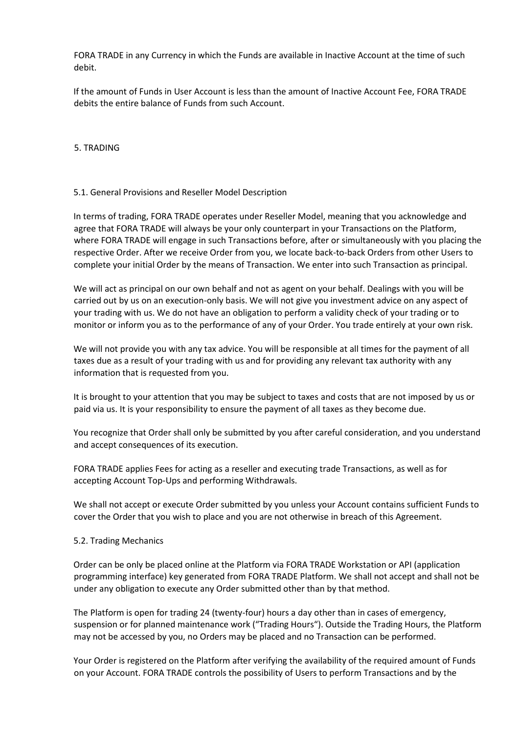FORA TRADE in any Currency in which the Funds are available in Inactive Account at the time of such debit.

If the amount of Funds in User Account is less than the amount of Inactive Account Fee, FORA TRADE debits the entire balance of Funds from such Account.

## 5. TRADING

### 5.1. General Provisions and Reseller Model Description

In terms of trading, FORA TRADE operates under Reseller Model, meaning that you acknowledge and agree that FORA TRADE will always be your only counterpart in your Transactions on the Platform, where FORA TRADE will engage in such Transactions before, after or simultaneously with you placing the respective Order. After we receive Order from you, we locate back-to-back Orders from other Users to complete your initial Order by the means of Transaction. We enter into such Transaction as principal.

We will act as principal on our own behalf and not as agent on your behalf. Dealings with you will be carried out by us on an execution-only basis. We will not give you investment advice on any aspect of your trading with us. We do not have an obligation to perform a validity check of your trading or to monitor or inform you as to the performance of any of your Order. You trade entirely at your own risk.

We will not provide you with any tax advice. You will be responsible at all times for the payment of all taxes due as a result of your trading with us and for providing any relevant tax authority with any information that is requested from you.

It is brought to your attention that you may be subject to taxes and costs that are not imposed by us or paid via us. It is your responsibility to ensure the payment of all taxes as they become due.

You recognize that Order shall only be submitted by you after careful consideration, and you understand and accept consequences of its execution.

FORA TRADE applies Fees for acting as a reseller and executing trade Transactions, as well as for accepting Account Top-Ups and performing Withdrawals.

We shall not accept or execute Order submitted by you unless your Account contains sufficient Funds to cover the Order that you wish to place and you are not otherwise in breach of this Agreement.

### 5.2. Trading Mechanics

Order can be only be placed online at the Platform via FORA TRADE Workstation or API (application programming interface) key generated from FORA TRADE Platform. We shall not accept and shall not be under any obligation to execute any Order submitted other than by that method.

The Platform is open for trading 24 (twenty-four) hours a day other than in cases of emergency, suspension or for planned maintenance work ("Trading Hours"). Outside the Trading Hours, the Platform may not be accessed by you, no Orders may be placed and no Transaction can be performed.

Your Order is registered on the Platform after verifying the availability of the required amount of Funds on your Account. FORA TRADE controls the possibility of Users to perform Transactions and by the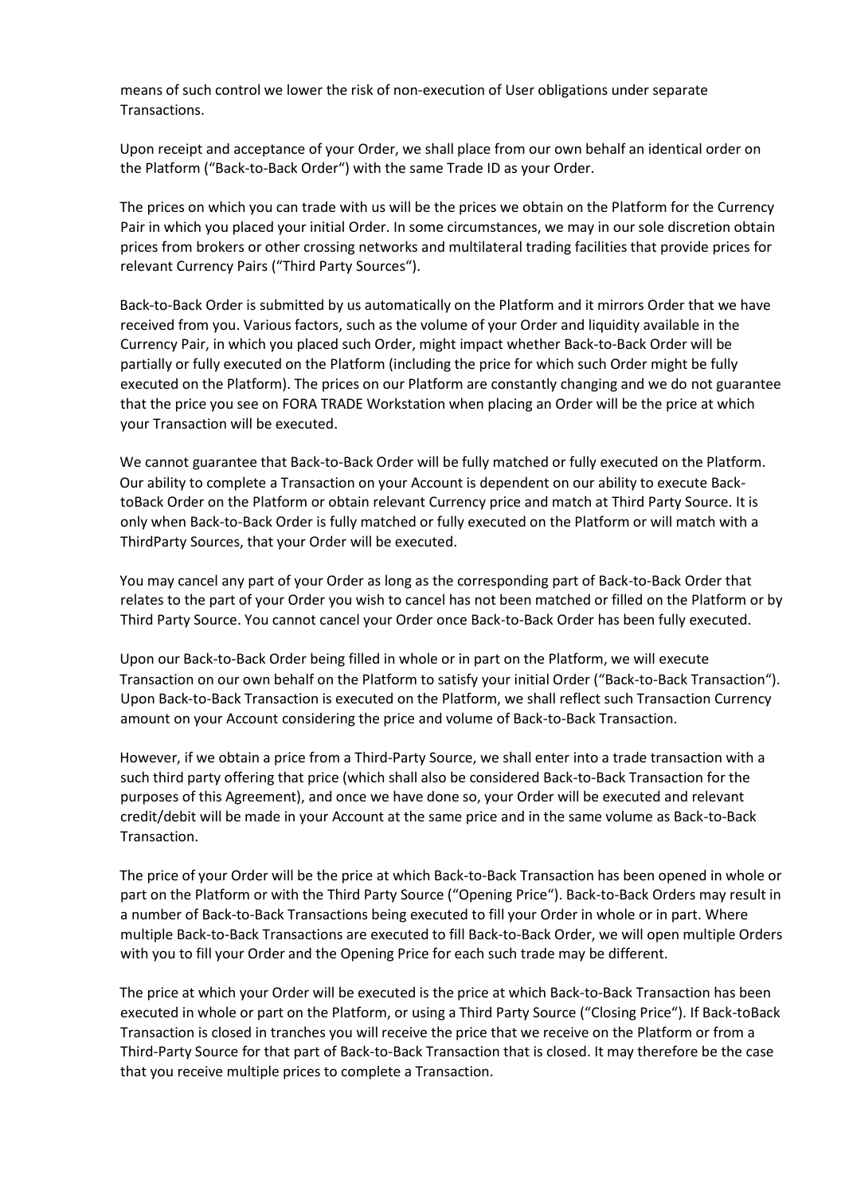means of such control we lower the risk of non-execution of User obligations under separate Transactions.

Upon receipt and acceptance of your Order, we shall place from our own behalf an identical order on the Platform ("Back-to-Back Order") with the same Trade ID as your Order.

The prices on which you can trade with us will be the prices we obtain on the Platform for the Currency Pair in which you placed your initial Order. In some circumstances, we may in our sole discretion obtain prices from brokers or other crossing networks and multilateral trading facilities that provide prices for relevant Currency Pairs ("Third Party Sources").

Back-to-Back Order is submitted by us automatically on the Platform and it mirrors Order that we have received from you. Various factors, such as the volume of your Order and liquidity available in the Currency Pair, in which you placed such Order, might impact whether Back-to-Back Order will be partially or fully executed on the Platform (including the price for which such Order might be fully executed on the Platform). The prices on our Platform are constantly changing and we do not guarantee that the price you see on FORA TRADE Workstation when placing an Order will be the price at which your Transaction will be executed.

We cannot guarantee that Back-to-Back Order will be fully matched or fully executed on the Platform. Our ability to complete a Transaction on your Account is dependent on our ability to execute Back-toBack Order on the Platform or obtain relevant Currency price and match at Third Party Source. It is only when Back-to-Back Order is fully matched or fully executed on the Platform or will match with a ThirdParty Sources, that your Order will be executed.

You may cancel any part of your Order as long as the corresponding part of Back-to-Back Order that relates to the part of your Order you wish to cancel has not been matched or filled on the Platform or by Third Party Source. You cannot cancel your Order once Back-to-Back Order has been fully executed.

Upon our Back-to-Back Order being filled in whole or in part on the Platform, we will execute Transaction on our own behalf on the Platform to satisfy your initial Order ("Back-to-Back Transaction"). Upon Back-to-Back Transaction is executed on the Platform, we shall reflect such Transaction Currency amount on your Account considering the price and volume of Back-to-Back Transaction.

However, if we obtain a price from a Third-Party Source, we shall enter into a trade transaction with a such third party offering that price (which shall also be considered Back-to-Back Transaction for the purposes of this Agreement), and once we have done so, your Order will be executed and relevant credit/debit will be made in your Account at the same price and in the same volume as Back-to-Back Transaction.

The price of your Order will be the price at which Back-to-Back Transaction has been opened in whole or part on the Platform or with the Third Party Source ("Opening Price"). Back-to-Back Orders may result in a number of Back-to-Back Transactions being executed to fill your Order in whole or in part. Where multiple Back-to-Back Transactions are executed to fill Back-to-Back Order, we will open multiple Orders with you to fill your Order and the Opening Price for each such trade may be different.

The price at which your Order will be executed is the price at which Back-to-Back Transaction has been executed in whole or part on the Platform, or using a Third Party Source ("Closing Price"). If Back-toBack Transaction is closed in tranches you will receive the price that we receive on the Platform or from a Third-Party Source for that part of Back-to-Back Transaction that is closed. It may therefore be the case that you receive multiple prices to complete a Transaction.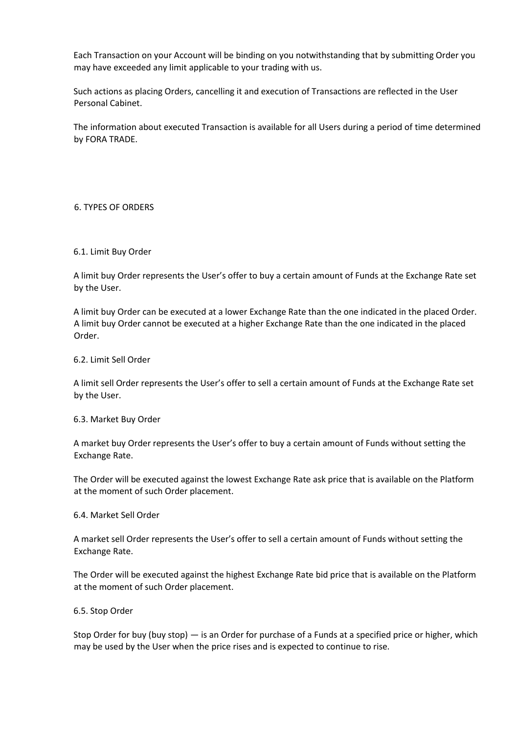Each Transaction on your Account will be binding on you notwithstanding that by submitting Order you may have exceeded any limit applicable to your trading with us.

Such actions as placing Orders, cancelling it and execution of Transactions are reflected in the User Personal Cabinet.

The information about executed Transaction is available for all Users during a period of time determined by FORA TRADE.

## 6. TYPES OF ORDERS

### 6.1. Limit Buy Order

A limit buy Order represents the User's offer to buy a certain amount of Funds at the Exchange Rate set by the User.

A limit buy Order can be executed at a lower Exchange Rate than the one indicated in the placed Order. A limit buy Order cannot be executed at a higher Exchange Rate than the one indicated in the placed Order.

### 6.2. Limit Sell Order

A limit sell Order represents the User's offer to sell a certain amount of Funds at the Exchange Rate set by the User.

### 6.3. Market Buy Order

A market buy Order represents the User's offer to buy a certain amount of Funds without setting the Exchange Rate.

The Order will be executed against the lowest Exchange Rate ask price that is available on the Platform at the moment of such Order placement.

### 6.4. Market Sell Order

A market sell Order represents the User's offer to sell a certain amount of Funds without setting the Exchange Rate.

The Order will be executed against the highest Exchange Rate bid price that is available on the Platform at the moment of such Order placement.

### 6.5. Stop Order

Stop Order for buy (buy stop) — is an Order for purchase of a Funds at a specified price or higher, which may be used by the User when the price rises and is expected to continue to rise.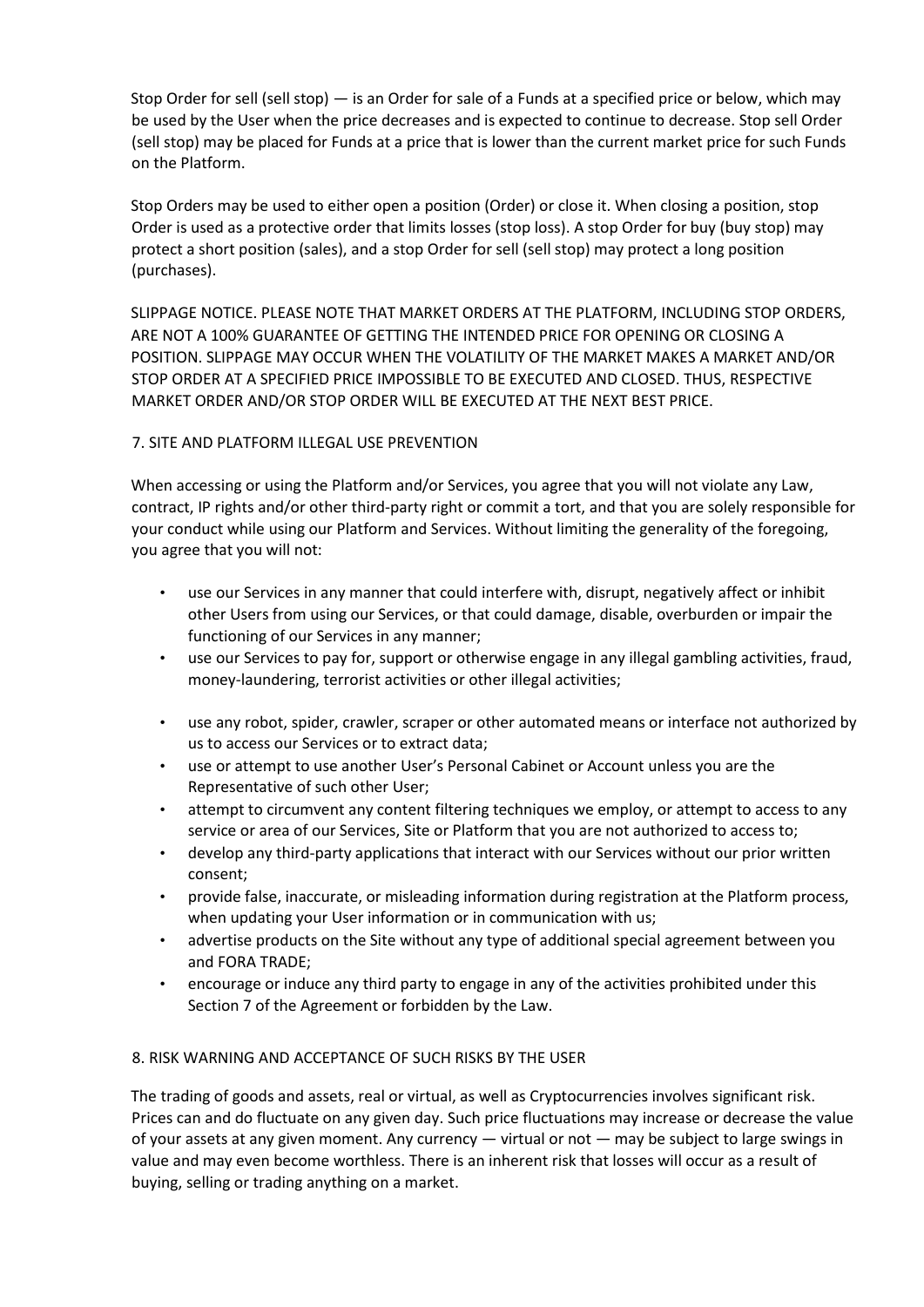Stop Order for sell (sell stop) — is an Order for sale of a Funds at a specified price or below, which may be used by the User when the price decreases and is expected to continue to decrease. Stop sell Order (sell stop) may be placed for Funds at a price that is lower than the current market price for such Funds on the Platform.

Stop Orders may be used to either open a position (Order) or close it. When closing a position, stop Order is used as a protective order that limits losses (stop loss). A stop Order for buy (buy stop) may protect a short position (sales), and a stop Order for sell (sell stop) may protect a long position (purchases).

SLIPPAGE NOTICE. PLEASE NOTE THAT MARKET ORDERS AT THE PLATFORM, INCLUDING STOP ORDERS, ARE NOT A 100% GUARANTEE OF GETTING THE INTENDED PRICE FOR OPENING OR CLOSING A POSITION. SLIPPAGE MAY OCCUR WHEN THE VOLATILITY OF THE MARKET MAKES A MARKET AND/OR STOP ORDER AT A SPECIFIED PRICE IMPOSSIBLE TO BE EXECUTED AND CLOSED. THUS, RESPECTIVE MARKET ORDER AND/OR STOP ORDER WILL BE EXECUTED AT THE NEXT BEST PRICE.

## 7. SITE AND PLATFORM ILLEGAL USE PREVENTION

When accessing or using the Platform and/or Services, you agree that you will not violate any Law, contract, IP rights and/or other third-party right or commit a tort, and that you are solely responsible for your conduct while using our Platform and Services. Without limiting the generality of the foregoing, you agree that you will not:

- use our Services in any manner that could interfere with, disrupt, negatively affect or inhibit other Users from using our Services, or that could damage, disable, overburden or impair the functioning of our Services in any manner;
- use our Services to pay for, support or otherwise engage in any illegal gambling activities, fraud, money-laundering, terrorist activities or other illegal activities;
- use any robot, spider, crawler, scraper or other automated means or interface not authorized by us to access our Services or to extract data;
- use or attempt to use another User's Personal Cabinet or Account unless you are the Representative of such other User;
- attempt to circumvent any content filtering techniques we employ, or attempt to access to any service or area of our Services, Site or Platform that you are not authorized to access to;
- develop any third-party applications that interact with our Services without our prior written consent;
- provide false, inaccurate, or misleading information during registration at the Platform process, when updating your User information or in communication with us;
- advertise products on the Site without any type of additional special agreement between you and FORA TRADE;
- encourage or induce any third party to engage in any of the activities prohibited under this Section 7 of the Agreement or forbidden by the Law.

## 8. RISK WARNING AND ACCEPTANCE OF SUCH RISKS BY THE USER

The trading of goods and assets, real or virtual, as well as Cryptocurrencies involves significant risk. Prices can and do fluctuate on any given day. Such price fluctuations may increase or decrease the value of your assets at any given moment. Any currency — virtual or not — may be subject to large swings in value and may even become worthless. There is an inherent risk that losses will occur as a result of buying, selling or trading anything on a market.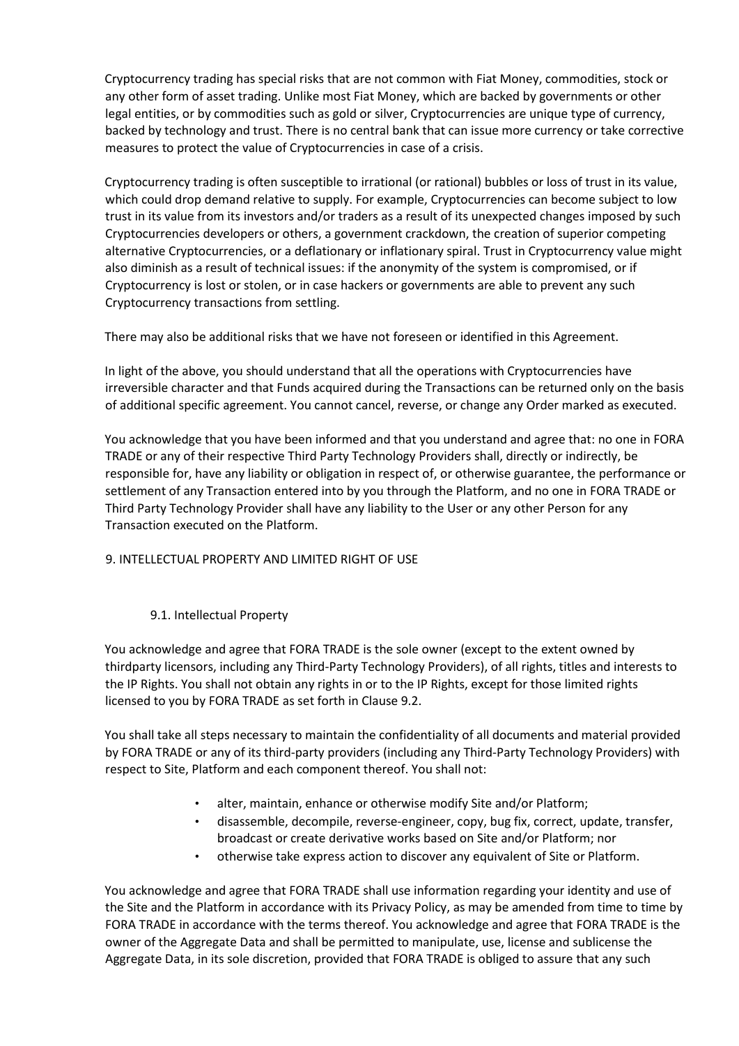Cryptocurrency trading has special risks that are not common with Fiat Money, commodities, stock or any other form of asset trading. Unlike most Fiat Money, which are backed by governments or other legal entities, or by commodities such as gold or silver, Cryptocurrencies are unique type of currency, backed by technology and trust. There is no central bank that can issue more currency or take corrective measures to protect the value of Cryptocurrencies in case of a crisis.

Cryptocurrency trading is often susceptible to irrational (or rational) bubbles or loss of trust in its value, which could drop demand relative to supply. For example, Cryptocurrencies can become subject to low trust in its value from its investors and/or traders as a result of its unexpected changes imposed by such Cryptocurrencies developers or others, a government crackdown, the creation of superior competing alternative Cryptocurrencies, or a deflationary or inflationary spiral. Trust in Cryptocurrency value might also diminish as a result of technical issues: if the anonymity of the system is compromised, or if Cryptocurrency is lost or stolen, or in case hackers or governments are able to prevent any such Cryptocurrency transactions from settling.

There may also be additional risks that we have not foreseen or identified in this Agreement.

In light of the above, you should understand that all the operations with Cryptocurrencies have irreversible character and that Funds acquired during the Transactions can be returned only on the basis of additional specific agreement. You cannot cancel, reverse, or change any Order marked as executed.

You acknowledge that you have been informed and that you understand and agree that: no one in FORA TRADE or any of their respective Third Party Technology Providers shall, directly or indirectly, be responsible for, have any liability or obligation in respect of, or otherwise guarantee, the performance or settlement of any Transaction entered into by you through the Platform, and no one in FORA TRADE or Third Party Technology Provider shall have any liability to the User or any other Person for any Transaction executed on the Platform.

## 9. INTELLECTUAL PROPERTY AND LIMITED RIGHT OF USE

### 9.1. Intellectual Property

You acknowledge and agree that FORA TRADE is the sole owner (except to the extent owned by thirdparty licensors, including any Third-Party Technology Providers), of all rights, titles and interests to the IP Rights. You shall not obtain any rights in or to the IP Rights, except for those limited rights licensed to you by FORA TRADE as set forth in Clause 9.2.

You shall take all steps necessary to maintain the confidentiality of all documents and material provided by FORA TRADE or any of its third-party providers (including any Third-Party Technology Providers) with respect to Site, Platform and each component thereof. You shall not:

- alter, maintain, enhance or otherwise modify Site and/or Platform;
- disassemble, decompile, reverse-engineer, copy, bug fix, correct, update, transfer, broadcast or create derivative works based on Site and/or Platform; nor
- otherwise take express action to discover any equivalent of Site or Platform.

You acknowledge and agree that FORA TRADE shall use information regarding your identity and use of the Site and the Platform in accordance with its Privacy Policy, as may be amended from time to time by FORA TRADE in accordance with the terms thereof. You acknowledge and agree that FORA TRADE is the owner of the Aggregate Data and shall be permitted to manipulate, use, license and sublicense the Aggregate Data, in its sole discretion, provided that FORA TRADE is obliged to assure that any such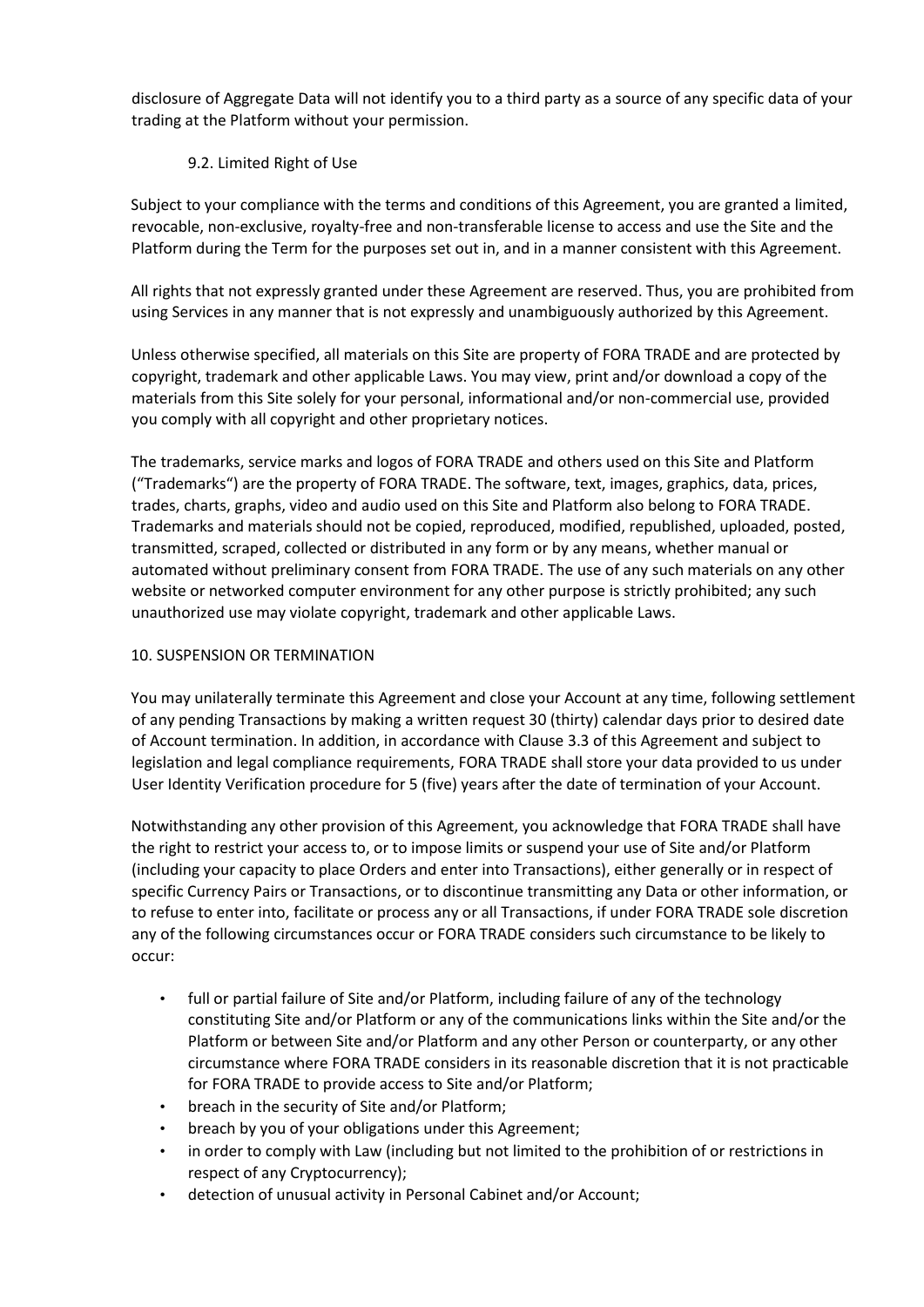disclosure of Aggregate Data will not identify you to a third party as a source of any specific data of your trading at the Platform without your permission.

### 9.2. Limited Right of Use

Subject to your compliance with the terms and conditions of this Agreement, you are granted a limited, revocable, non-exclusive, royalty-free and non-transferable license to access and use the Site and the Platform during the Term for the purposes set out in, and in a manner consistent with this Agreement.

All rights that not expressly granted under these Agreement are reserved. Thus, you are prohibited from using Services in any manner that is not expressly and unambiguously authorized by this Agreement.

Unless otherwise specified, all materials on this Site are property of FORA TRADE and are protected by copyright, trademark and other applicable Laws. You may view, print and/or download a copy of the materials from this Site solely for your personal, informational and/or non-commercial use, provided you comply with all copyright and other proprietary notices.

The trademarks, service marks and logos of FORA TRADE and others used on this Site and Platform ("Trademarks") are the property of FORA TRADE. The software, text, images, graphics, data, prices, trades, charts, graphs, video and audio used on this Site and Platform also belong to FORA TRADE. Trademarks and materials should not be copied, reproduced, modified, republished, uploaded, posted, transmitted, scraped, collected or distributed in any form or by any means, whether manual or automated without preliminary consent from FORA TRADE. The use of any such materials on any other website or networked computer environment for any other purpose is strictly prohibited; any such unauthorized use may violate copyright, trademark and other applicable Laws.

## 10. SUSPENSION OR TERMINATION

You may unilaterally terminate this Agreement and close your Account at any time, following settlement of any pending Transactions by making a written request 30 (thirty) calendar days prior to desired date of Account termination. In addition, in accordance with Clause 3.3 of this Agreement and subject to legislation and legal compliance requirements, FORA TRADE shall store your data provided to us under User Identity Verification procedure for 5 (five) years after the date of termination of your Account.

Notwithstanding any other provision of this Agreement, you acknowledge that FORA TRADE shall have the right to restrict your access to, or to impose limits or suspend your use of Site and/or Platform (including your capacity to place Orders and enter into Transactions), either generally or in respect of specific Currency Pairs or Transactions, or to discontinue transmitting any Data or other information, or to refuse to enter into, facilitate or process any or all Transactions, if under FORA TRADE sole discretion any of the following circumstances occur or FORA TRADE considers such circumstance to be likely to occur:

- full or partial failure of Site and/or Platform, including failure of any of the technology constituting Site and/or Platform or any of the communications links within the Site and/or the Platform or between Site and/or Platform and any other Person or counterparty, or any other circumstance where FORA TRADE considers in its reasonable discretion that it is not practicable for FORA TRADE to provide access to Site and/or Platform;
- breach in the security of Site and/or Platform;
- breach by you of your obligations under this Agreement;
- in order to comply with Law (including but not limited to the prohibition of or restrictions in respect of any Cryptocurrency);
- detection of unusual activity in Personal Cabinet and/or Account;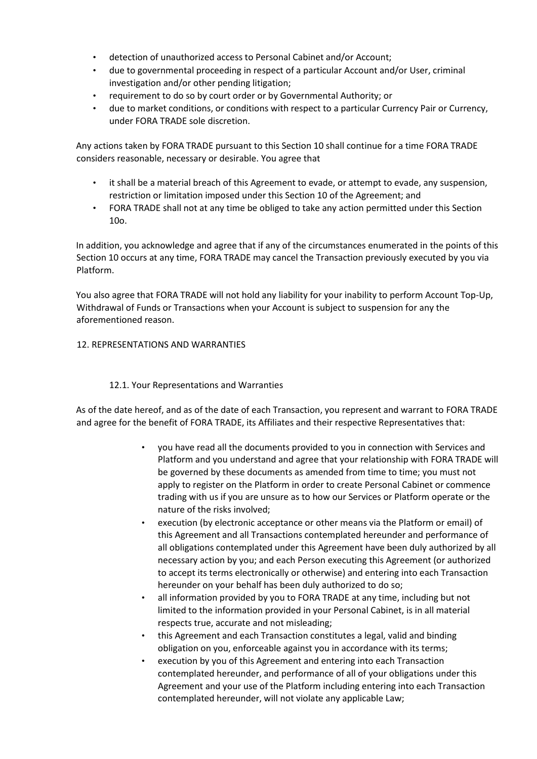- detection of unauthorized access to Personal Cabinet and/or Account;
- due to governmental proceeding in respect of a particular Account and/or User, criminal investigation and/or other pending litigation;
- requirement to do so by court order or by Governmental Authority; or
- due to market conditions, or conditions with respect to a particular Currency Pair or Currency, under FORA TRADE sole discretion.

Any actions taken by FORA TRADE pursuant to this Section 10 shall continue for a time FORA TRADE considers reasonable, necessary or desirable. You agree that

- it shall be a material breach of this Agreement to evade, or attempt to evade, any suspension, restriction or limitation imposed under this Section 10 of the Agreement; and
- FORA TRADE shall not at any time be obliged to take any action permitted under this Section 10o.

In addition, you acknowledge and agree that if any of the circumstances enumerated in the points of this Section 10 occurs at any time, FORA TRADE may cancel the Transaction previously executed by you via Platform.

You also agree that FORA TRADE will not hold any liability for your inability to perform Account Top-Up, Withdrawal of Funds or Transactions when your Account is subject to suspension for any the aforementioned reason.

## 12. REPRESENTATIONS AND WARRANTIES

### 12.1. Your Representations and Warranties

As of the date hereof, and as of the date of each Transaction, you represent and warrant to FORA TRADE and agree for the benefit of FORA TRADE, its Affiliates and their respective Representatives that:

- you have read all the documents provided to you in connection with Services and Platform and you understand and agree that your relationship with FORA TRADE will be governed by these documents as amended from time to time; you must not apply to register on the Platform in order to create Personal Cabinet or commence trading with us if you are unsure as to how our Services or Platform operate or the nature of the risks involved;
- execution (by electronic acceptance or other means via the Platform or email) of this Agreement and all Transactions contemplated hereunder and performance of all obligations contemplated under this Agreement have been duly authorized by all necessary action by you; and each Person executing this Agreement (or authorized to accept its terms electronically or otherwise) and entering into each Transaction hereunder on your behalf has been duly authorized to do so;
- all information provided by you to FORA TRADE at any time, including but not limited to the information provided in your Personal Cabinet, is in all material respects true, accurate and not misleading;
- this Agreement and each Transaction constitutes a legal, valid and binding obligation on you, enforceable against you in accordance with its terms;
- execution by you of this Agreement and entering into each Transaction contemplated hereunder, and performance of all of your obligations under this Agreement and your use of the Platform including entering into each Transaction contemplated hereunder, will not violate any applicable Law;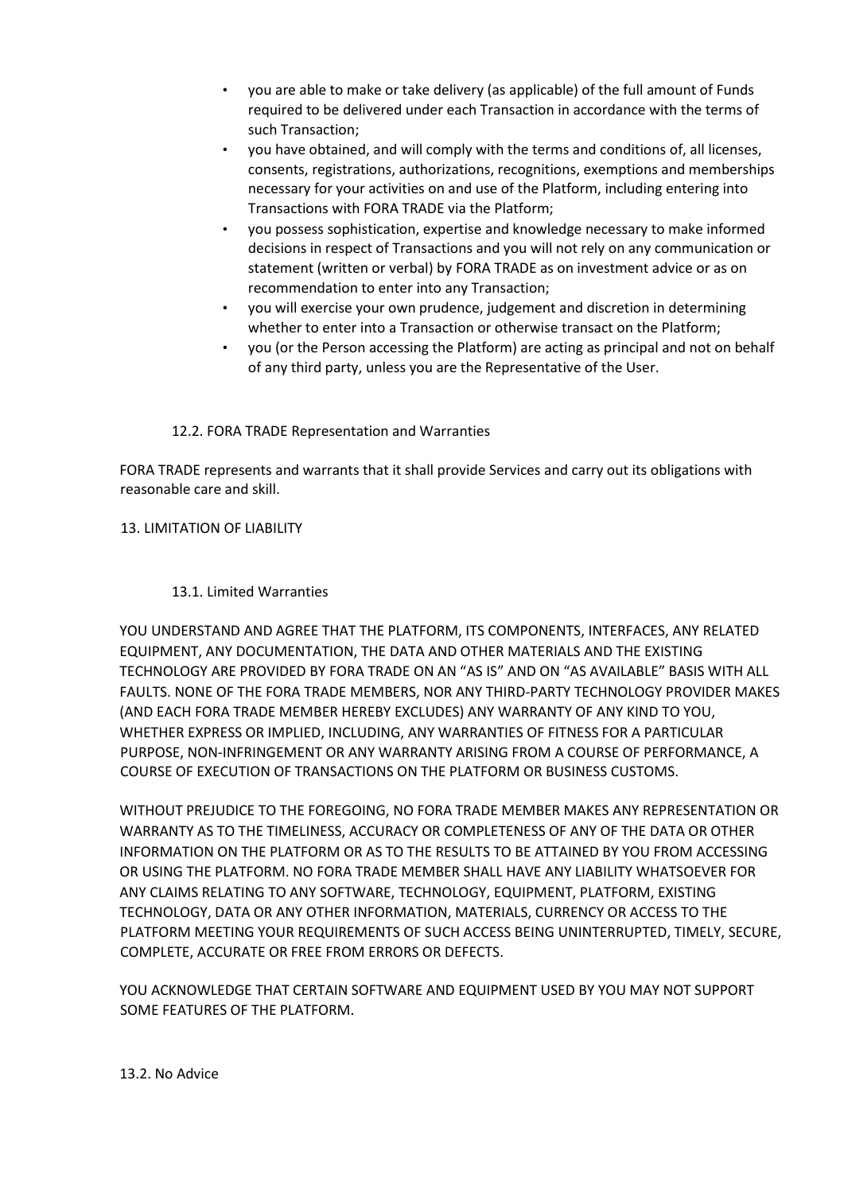- you are able to make or take delivery (as applicable) of the full amount of Funds required to be delivered under each Transaction in accordance with the terms of such Transaction;
- you have obtained, and will comply with the terms and conditions of, all licenses, consents, registrations, authorizations, recognitions, exemptions and memberships necessary for your activities on and use of the Platform, including entering into Transactions with FORA TRADE via the Platform;
- you possess sophistication, expertise and knowledge necessary to make informed decisions in respect of Transactions and you will not rely on any communication or statement (written or verbal) by FORA TRADE as on investment advice or as on recommendation to enter into any Transaction;
- you will exercise your own prudence, judgement and discretion in determining whether to enter into a Transaction or otherwise transact on the Platform;
- you (or the Person accessing the Platform) are acting as principal and not on behalf of any third party, unless you are the Representative of the User.

### 12.2. FORA TRADE Representation and Warranties

FORA TRADE represents and warrants that it shall provide Services and carry out its obligations with reasonable care and skill.

## 13. LIMITATION OF LIABILITY

### 13.1. Limited Warranties

YOU UNDERSTAND AND AGREE THAT THE PLATFORM, ITS COMPONENTS, INTERFACES, ANY RELATED EQUIPMENT, ANY DOCUMENTATION, THE DATA AND OTHER MATERIALS AND THE EXISTING TECHNOLOGY ARE PROVIDED BY FORA TRADE ON AN "AS IS" AND ON "AS AVAILABLE" BASIS WITH ALL FAULTS. NONE OF THE FORA TRADE MEMBERS, NOR ANY THIRD-PARTY TECHNOLOGY PROVIDER MAKES (AND EACH FORA TRADE MEMBER HEREBY EXCLUDES) ANY WARRANTY OF ANY KIND TO YOU, WHETHER EXPRESS OR IMPLIED, INCLUDING, ANY WARRANTIES OF FITNESS FOR A PARTICULAR PURPOSE, NON-INFRINGEMENT OR ANY WARRANTY ARISING FROM A COURSE OF PERFORMANCE, A COURSE OF EXECUTION OF TRANSACTIONS ON THE PLATFORM OR BUSINESS CUSTOMS.

WITHOUT PREJUDICE TO THE FOREGOING, NO FORA TRADE MEMBER MAKES ANY REPRESENTATION OR WARRANTY AS TO THE TIMELINESS, ACCURACY OR COMPLETENESS OF ANY OF THE DATA OR OTHER INFORMATION ON THE PLATFORM OR AS TO THE RESULTS TO BE ATTAINED BY YOU FROM ACCESSING OR USING THE PLATFORM. NO FORA TRADE MEMBER SHALL HAVE ANY LIABILITY WHATSOEVER FOR ANY CLAIMS RELATING TO ANY SOFTWARE, TECHNOLOGY, EQUIPMENT, PLATFORM, EXISTING TECHNOLOGY, DATA OR ANY OTHER INFORMATION, MATERIALS, CURRENCY OR ACCESS TO THE PLATFORM MEETING YOUR REQUIREMENTS OF SUCH ACCESS BEING UNINTERRUPTED, TIMELY, SECURE, COMPLETE, ACCURATE OR FREE FROM ERRORS OR DEFECTS.

YOU ACKNOWLEDGE THAT CERTAIN SOFTWARE AND EQUIPMENT USED BY YOU MAY NOT SUPPORT SOME FEATURES OF THE PLATFORM.

### 13.2. No Advice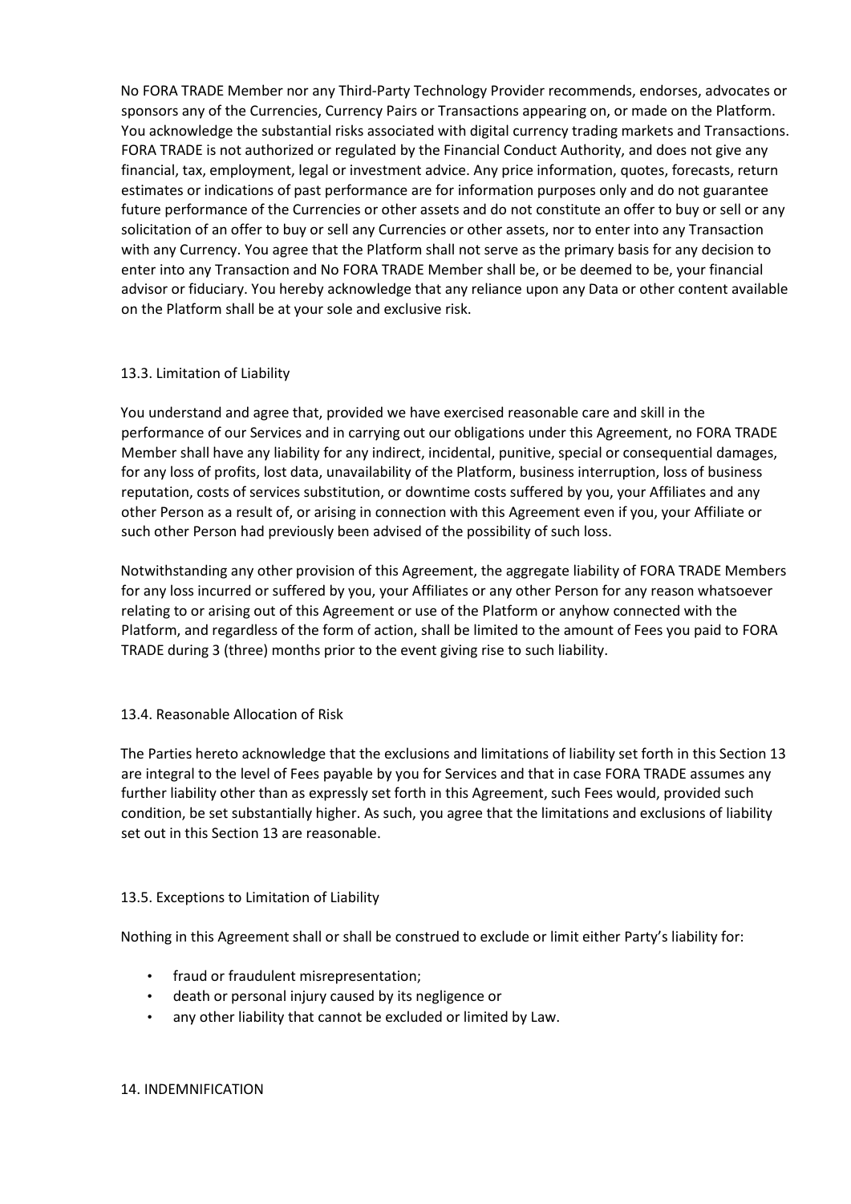No FORA TRADE Member nor any Third-Party Technology Provider recommends, endorses, advocates or sponsors any of the Currencies, Currency Pairs or Transactions appearing on, or made on the Platform. You acknowledge the substantial risks associated with digital currency trading markets and Transactions. FORA TRADE is not authorized or regulated by the Financial Conduct Authority, and does not give any financial, tax, employment, legal or investment advice. Any price information, quotes, forecasts, return estimates or indications of past performance are for information purposes only and do not guarantee future performance of the Currencies or other assets and do not constitute an offer to buy or sell or any solicitation of an offer to buy or sell any Currencies or other assets, nor to enter into any Transaction with any Currency. You agree that the Platform shall not serve as the primary basis for any decision to enter into any Transaction and No FORA TRADE Member shall be, or be deemed to be, your financial advisor or fiduciary. You hereby acknowledge that any reliance upon any Data or other content available on the Platform shall be at your sole and exclusive risk.

### 13.3. Limitation of Liability

You understand and agree that, provided we have exercised reasonable care and skill in the performance of our Services and in carrying out our obligations under this Agreement, no FORA TRADE Member shall have any liability for any indirect, incidental, punitive, special or consequential damages, for any loss of profits, lost data, unavailability of the Platform, business interruption, loss of business reputation, costs of services substitution, or downtime costs suffered by you, your Affiliates and any other Person as a result of, or arising in connection with this Agreement even if you, your Affiliate or such other Person had previously been advised of the possibility of such loss.

Notwithstanding any other provision of this Agreement, the aggregate liability of FORA TRADE Members for any loss incurred or suffered by you, your Affiliates or any other Person for any reason whatsoever relating to or arising out of this Agreement or use of the Platform or anyhow connected with the Platform, and regardless of the form of action, shall be limited to the amount of Fees you paid to FORA TRADE during 3 (three) months prior to the event giving rise to such liability.

### 13.4. Reasonable Allocation of Risk

The Parties hereto acknowledge that the exclusions and limitations of liability set forth in this Section 13 are integral to the level of Fees payable by you for Services and that in case FORA TRADE assumes any further liability other than as expressly set forth in this Agreement, such Fees would, provided such condition, be set substantially higher. As such, you agree that the limitations and exclusions of liability set out in this Section 13 are reasonable.

### 13.5. Exceptions to Limitation of Liability

Nothing in this Agreement shall or shall be construed to exclude or limit either Party's liability for:

- fraud or fraudulent misrepresentation;
- death or personal injury caused by its negligence or
- any other liability that cannot be excluded or limited by Law.

## 14. INDEMNIFICATION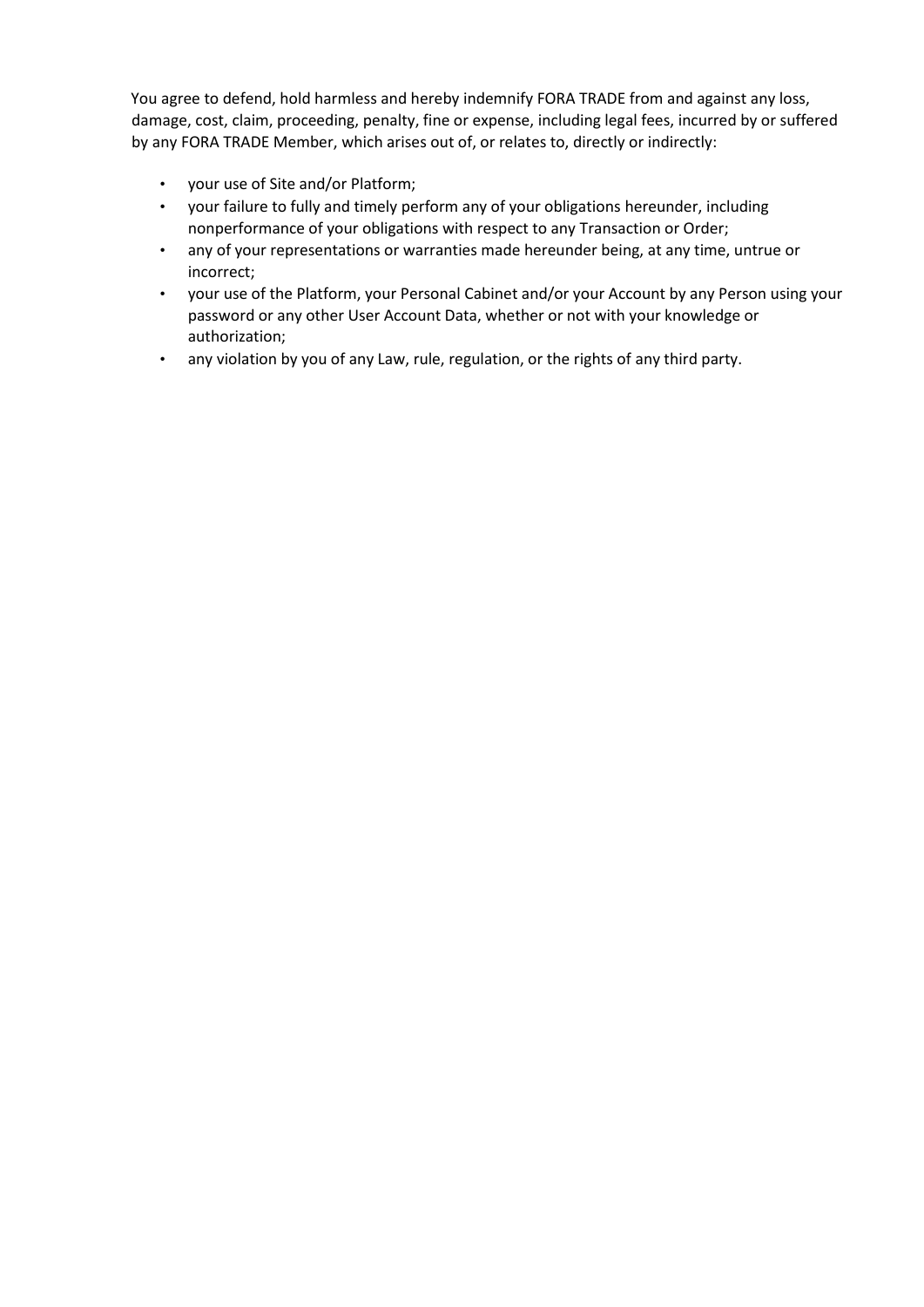You agree to defend, hold harmless and hereby indemnify FORA TRADE from and against any loss, damage, cost, claim, proceeding, penalty, fine or expense, including legal fees, incurred by or suffered by any FORA TRADE Member, which arises out of, or relates to, directly or indirectly:

- your use of Site and/or Platform;
- your failure to fully and timely perform any of your obligations hereunder, including nonperformance of your obligations with respect to any Transaction or Order;
- any of your representations or warranties made hereunder being, at any time, untrue or incorrect;
- your use of the Platform, your Personal Cabinet and/or your Account by any Person using your password or any other User Account Data, whether or not with your knowledge or authorization;
- any violation by you of any Law, rule, regulation, or the rights of any third party.